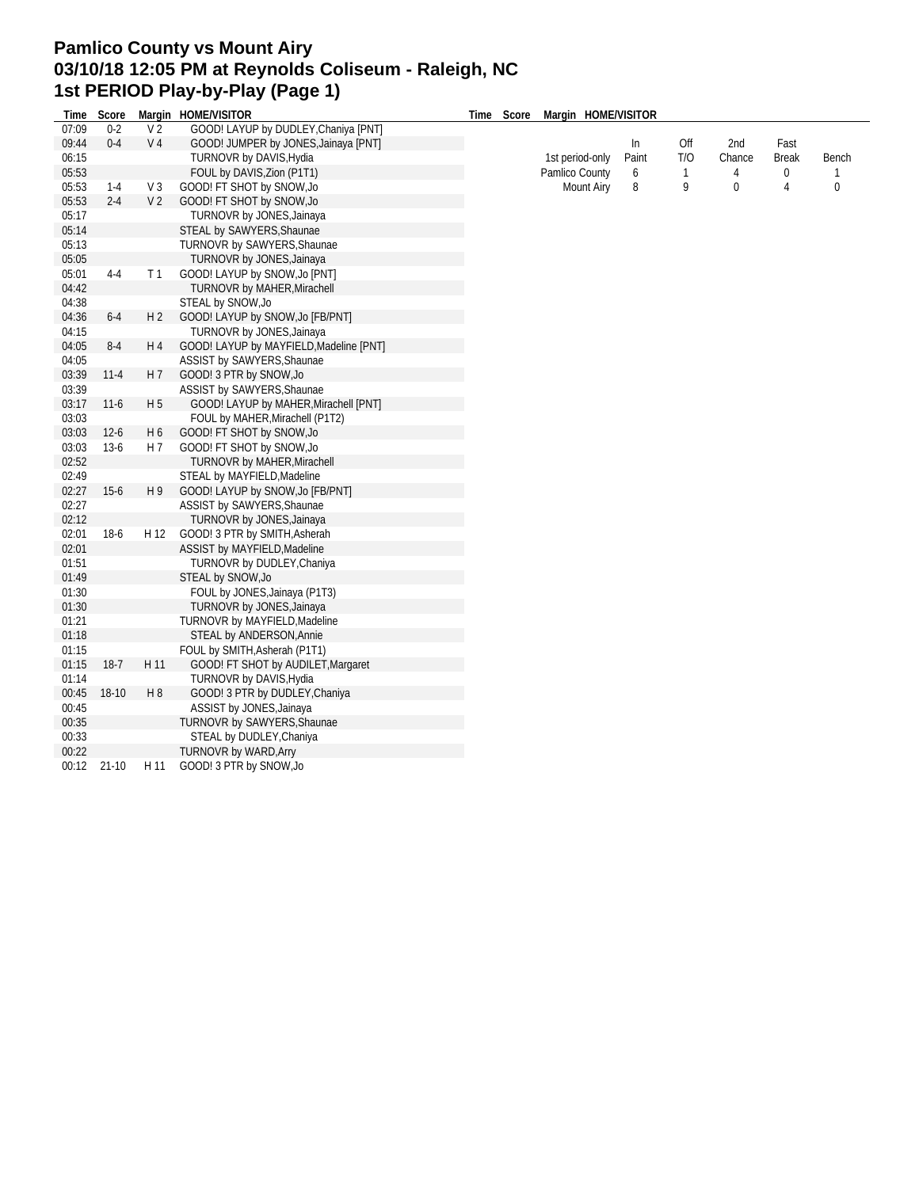# Pamlico County vs Mount Airy
# 03/10/18 12:05 PM at Reynolds Coliseum - Raleigh, NC
# 1st PERIOD Play-by-Play (Page 1)

| Time | Score | Margin | HOME/VISITOR |
|---|---|---|---|
| 07:09 | 0-2 | V 2 | GOOD! LAYUP by DUDLEY,Chaniya [PNT] |
| 09:44 | 0-4 | V 4 | GOOD! JUMPER by JONES,Jainaya [PNT] |
| 06:15 | | | TURNOVR by DAVIS,Hydia |
| 05:53 | | | FOUL by DAVIS,Zion (P1T1) |
| 05:53 | 1-4 | V 3 | GOOD! FT SHOT by SNOW,Jo |
| 05:53 | 2-4 | V 2 | GOOD! FT SHOT by SNOW,Jo |
| 05:17 | | | TURNOVR by JONES,Jainaya |
| 05:14 | | | STEAL by SAWYERS,Shaunae |
| 05:13 | | | TURNOVR by SAWYERS,Shaunae |
| 05:05 | | | TURNOVR by JONES,Jainaya |
| 05:01 | 4-4 | T 1 | GOOD! LAYUP by SNOW,Jo [PNT] |
| 04:42 | | | TURNOVR by MAHER,Mirachell |
| 04:38 | | | STEAL by SNOW,Jo |
| 04:36 | 6-4 | H 2 | GOOD! LAYUP by SNOW,Jo [FB/PNT] |
| 04:15 | | | TURNOVR by JONES,Jainaya |
| 04:05 | 8-4 | H 4 | GOOD! LAYUP by MAYFIELD,Madeline [PNT] |
| 04:05 | | | ASSIST by SAWYERS,Shaunae |
| 03:39 | 11-4 | H 7 | GOOD! 3 PTR by SNOW,Jo |
| 03:39 | | | ASSIST by SAWYERS,Shaunae |
| 03:17 | 11-6 | H 5 | GOOD! LAYUP by MAHER,Mirachell [PNT] |
| 03:03 | | | FOUL by MAHER,Mirachell (P1T2) |
| 03:03 | 12-6 | H 6 | GOOD! FT SHOT by SNOW,Jo |
| 03:03 | 13-6 | H 7 | GOOD! FT SHOT by SNOW,Jo |
| 02:52 | | | TURNOVR by MAHER,Mirachell |
| 02:49 | | | STEAL by MAYFIELD,Madeline |
| 02:27 | 15-6 | H 9 | GOOD! LAYUP by SNOW,Jo [FB/PNT] |
| 02:27 | | | ASSIST by SAWYERS,Shaunae |
| 02:12 | | | TURNOVR by JONES,Jainaya |
| 02:01 | 18-6 | H 12 | GOOD! 3 PTR by SMITH,Asherah |
| 02:01 | | | ASSIST by MAYFIELD,Madeline |
| 01:51 | | | TURNOVR by DUDLEY,Chaniya |
| 01:49 | | | STEAL by SNOW,Jo |
| 01:30 | | | FOUL by JONES,Jainaya (P1T3) |
| 01:30 | | | TURNOVR by JONES,Jainaya |
| 01:21 | | | TURNOVR by MAYFIELD,Madeline |
| 01:18 | | | STEAL by ANDERSON,Annie |
| 01:15 | | | FOUL by SMITH,Asherah (P1T1) |
| 01:15 | 18-7 | H 11 | GOOD! FT SHOT by AUDILET,Margaret |
| 01:14 | | | TURNOVR by DAVIS,Hydia |
| 00:45 | 18-10 | H 8 | GOOD! 3 PTR by DUDLEY,Chaniya |
| 00:45 | | | ASSIST by JONES,Jainaya |
| 00:35 | | | TURNOVR by SAWYERS,Shaunae |
| 00:33 | | | STEAL by DUDLEY,Chaniya |
| 00:22 | | | TURNOVR by WARD,Arry |
| 00:12 | 21-10 | H 11 | GOOD! 3 PTR by SNOW,Jo |

| 1st period-only | In Paint | Off T/O | 2nd Chance | Fast Break | Bench |
|---|---|---|---|---|---|
| Pamlico County | 6 | 1 | 4 | 0 | 1 |
| Mount Airy | 8 | 9 | 0 | 4 | 0 |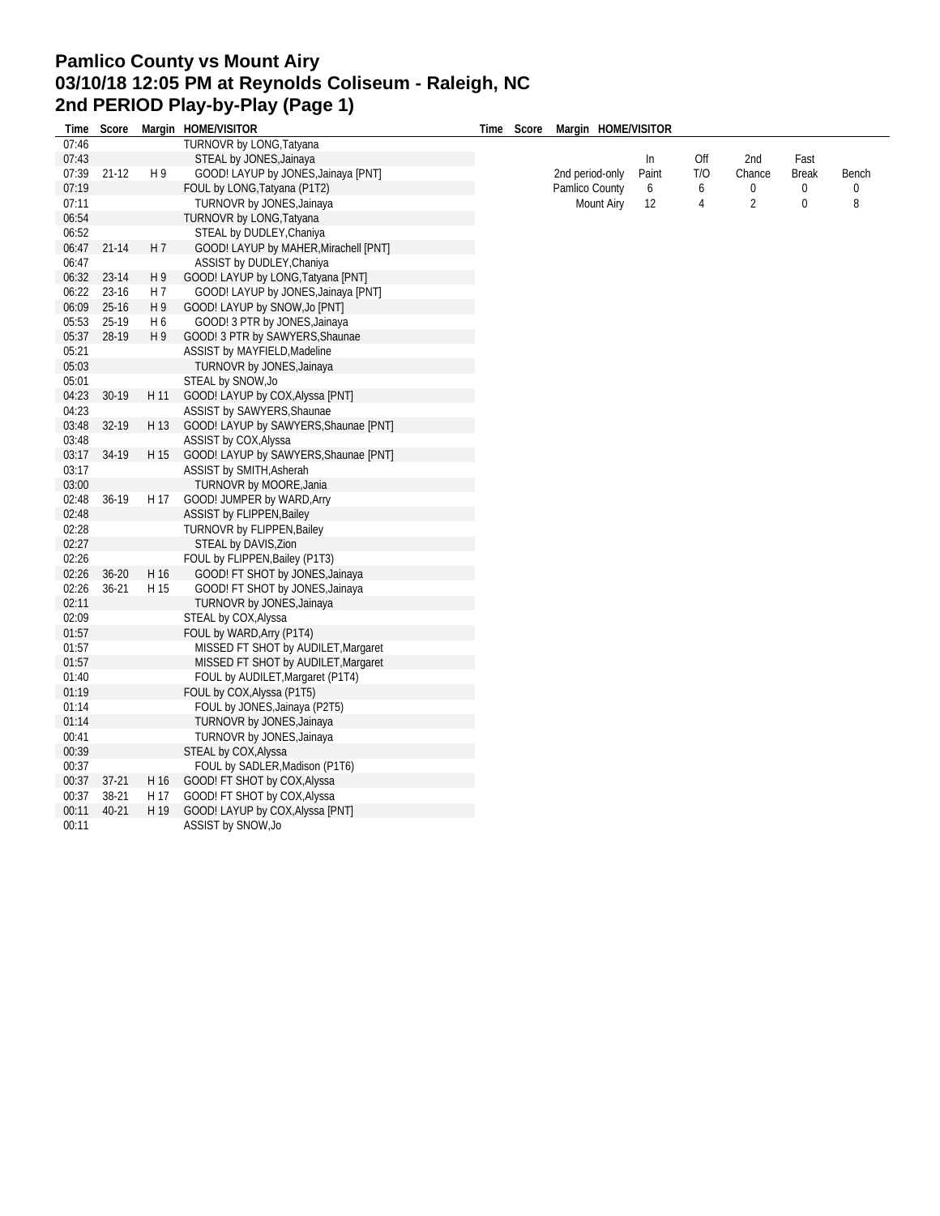# Pamlico County vs Mount Airy
# 03/10/18 12:05 PM at Reynolds Coliseum - Raleigh, NC
# 2nd PERIOD Play-by-Play (Page 1)

| Time | Score | Margin | HOME/VISITOR |
|---|---|---|---|
| 07:46 | | | TURNOVR by LONG,Tatyana |
| 07:43 | | | STEAL by JONES,Jainaya |
| 07:39 | 21-12 | H 9 | GOOD! LAYUP by JONES,Jainaya [PNT] |
| 07:19 | | | FOUL by LONG,Tatyana (P1T2) |
| 07:11 | | | TURNOVR by JONES,Jainaya |
| 06:54 | | | TURNOVR by LONG,Tatyana |
| 06:52 | | | STEAL by DUDLEY,Chaniya |
| 06:47 | 21-14 | H 7 | GOOD! LAYUP by MAHER,Mirachell [PNT] |
| 06:47 | | | ASSIST by DUDLEY,Chaniya |
| 06:32 | 23-14 | H 9 | GOOD! LAYUP by LONG,Tatyana [PNT] |
| 06:22 | 23-16 | H 7 | GOOD! LAYUP by JONES,Jainaya [PNT] |
| 06:09 | 25-16 | H 9 | GOOD! LAYUP by SNOW,Jo [PNT] |
| 05:53 | 25-19 | H 6 | GOOD! 3 PTR by JONES,Jainaya |
| 05:37 | 28-19 | H 9 | GOOD! 3 PTR by SAWYERS,Shaunae |
| 05:21 | | | ASSIST by MAYFIELD,Madeline |
| 05:03 | | | TURNOVR by JONES,Jainaya |
| 05:01 | | | STEAL by SNOW,Jo |
| 04:23 | 30-19 | H 11 | GOOD! LAYUP by COX,Alyssa [PNT] |
| 04:23 | | | ASSIST by SAWYERS,Shaunae |
| 03:48 | 32-19 | H 13 | GOOD! LAYUP by SAWYERS,Shaunae [PNT] |
| 03:48 | | | ASSIST by COX,Alyssa |
| 03:17 | 34-19 | H 15 | GOOD! LAYUP by SAWYERS,Shaunae [PNT] |
| 03:17 | | | ASSIST by SMITH,Asherah |
| 03:00 | | | TURNOVR by MOORE,Jania |
| 02:48 | 36-19 | H 17 | GOOD! JUMPER by WARD,Arry |
| 02:48 | | | ASSIST by FLIPPEN,Bailey |
| 02:28 | | | TURNOVR by FLIPPEN,Bailey |
| 02:27 | | | STEAL by DAVIS,Zion |
| 02:26 | | | FOUL by FLIPPEN,Bailey (P1T3) |
| 02:26 | 36-20 | H 16 | GOOD! FT SHOT by JONES,Jainaya |
| 02:26 | 36-21 | H 15 | GOOD! FT SHOT by JONES,Jainaya |
| 02:11 | | | TURNOVR by JONES,Jainaya |
| 02:09 | | | STEAL by COX,Alyssa |
| 01:57 | | | FOUL by WARD,Arry (P1T4) |
| 01:57 | | | MISSED FT SHOT by AUDILET,Margaret |
| 01:57 | | | MISSED FT SHOT by AUDILET,Margaret |
| 01:40 | | | FOUL by AUDILET,Margaret (P1T4) |
| 01:19 | | | FOUL by COX,Alyssa (P1T5) |
| 01:14 | | | FOUL by JONES,Jainaya (P2T5) |
| 01:14 | | | TURNOVR by JONES,Jainaya |
| 00:41 | | | TURNOVR by JONES,Jainaya |
| 00:39 | | | STEAL by COX,Alyssa |
| 00:37 | | | FOUL by SADLER,Madison (P1T6) |
| 00:37 | 37-21 | H 16 | GOOD! FT SHOT by COX,Alyssa |
| 00:37 | 38-21 | H 17 | GOOD! FT SHOT by COX,Alyssa |
| 00:11 | 40-21 | H 19 | GOOD! LAYUP by COX,Alyssa [PNT] |
| 00:11 | | | ASSIST by SNOW,Jo |

| 2nd period-only | In Paint | Off T/O | 2nd Chance | Fast Break | Bench |
|---|---|---|---|---|---|
| Pamlico County | 6 | 6 | 0 | 0 | 0 |
| Mount Airy | 12 | 4 | 2 | 0 | 8 |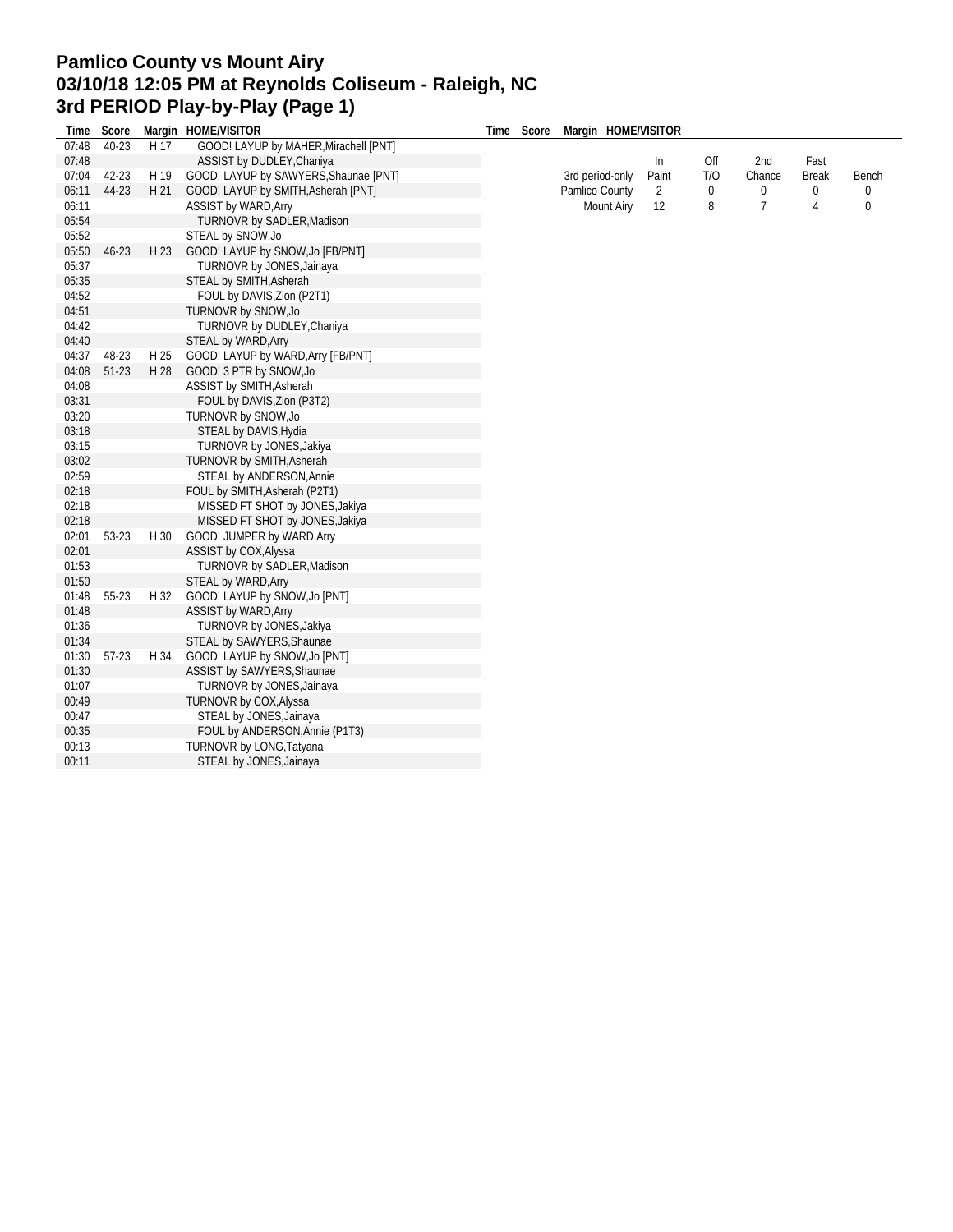# Pamlico County vs Mount Airy
## 03/10/18 12:05 PM at Reynolds Coliseum - Raleigh, NC
## 3rd PERIOD Play-by-Play (Page 1)

| Time | Score | Margin | HOME/VISITOR |
|---|---|---|---|
| 07:48 | 40-23 | H 17 | GOOD! LAYUP by MAHER,Mirachell [PNT] |
| 07:48 | | | ASSIST by DUDLEY,Chaniya |
| 07:04 | 42-23 | H 19 | GOOD! LAYUP by SAWYERS,Shaunae [PNT] |
| 06:11 | 44-23 | H 21 | GOOD! LAYUP by SMITH,Asherah [PNT] |
| 06:11 | | | ASSIST by WARD,Arry |
| 05:54 | | | TURNOVR by SADLER,Madison |
| 05:52 | | | STEAL by SNOW,Jo |
| 05:50 | 46-23 | H 23 | GOOD! LAYUP by SNOW,Jo [FB/PNT] |
| 05:37 | | | TURNOVR by JONES,Jainaya |
| 05:35 | | | STEAL by SMITH,Asherah |
| 04:52 | | | FOUL by DAVIS,Zion (P2T1) |
| 04:51 | | | TURNOVR by SNOW,Jo |
| 04:42 | | | TURNOVR by DUDLEY,Chaniya |
| 04:40 | | | STEAL by WARD,Arry |
| 04:37 | 48-23 | H 25 | GOOD! LAYUP by WARD,Arry [FB/PNT] |
| 04:08 | 51-23 | H 28 | GOOD! 3 PTR by SNOW,Jo |
| 04:08 | | | ASSIST by SMITH,Asherah |
| 03:31 | | | FOUL by DAVIS,Zion (P3T2) |
| 03:20 | | | TURNOVR by SNOW,Jo |
| 03:18 | | | STEAL by DAVIS,Hydia |
| 03:15 | | | TURNOVR by JONES,Jakiya |
| 03:02 | | | TURNOVR by SMITH,Asherah |
| 02:59 | | | STEAL by ANDERSON,Annie |
| 02:18 | | | FOUL by SMITH,Asherah (P2T1) |
| 02:18 | | | MISSED FT SHOT by JONES,Jakiya |
| 02:18 | | | MISSED FT SHOT by JONES,Jakiya |
| 02:01 | 53-23 | H 30 | GOOD! JUMPER by WARD,Arry |
| 02:01 | | | ASSIST by COX,Alyssa |
| 01:53 | | | TURNOVR by SADLER,Madison |
| 01:50 | | | STEAL by WARD,Arry |
| 01:48 | 55-23 | H 32 | GOOD! LAYUP by SNOW,Jo [PNT] |
| 01:48 | | | ASSIST by WARD,Arry |
| 01:36 | | | TURNOVR by JONES,Jakiya |
| 01:34 | | | STEAL by SAWYERS,Shaunae |
| 01:30 | 57-23 | H 34 | GOOD! LAYUP by SNOW,Jo [PNT] |
| 01:30 | | | ASSIST by SAWYERS,Shaunae |
| 01:07 | | | TURNOVR by JONES,Jainaya |
| 00:49 | | | TURNOVR by COX,Alyssa |
| 00:47 | | | STEAL by JONES,Jainaya |
| 00:35 | | | FOUL by ANDERSON,Annie (P1T3) |
| 00:13 | | | TURNOVR by LONG,Tatyana |
| 00:11 | | | STEAL by JONES,Jainaya |

| 3rd period-only | In Paint | Off T/O | 2nd Chance | Fast Break | Bench |
|---|---|---|---|---|---|
| Pamlico County | 2 | 0 | 0 | 0 | 0 |
| Mount Airy | 12 | 8 | 7 | 4 | 0 |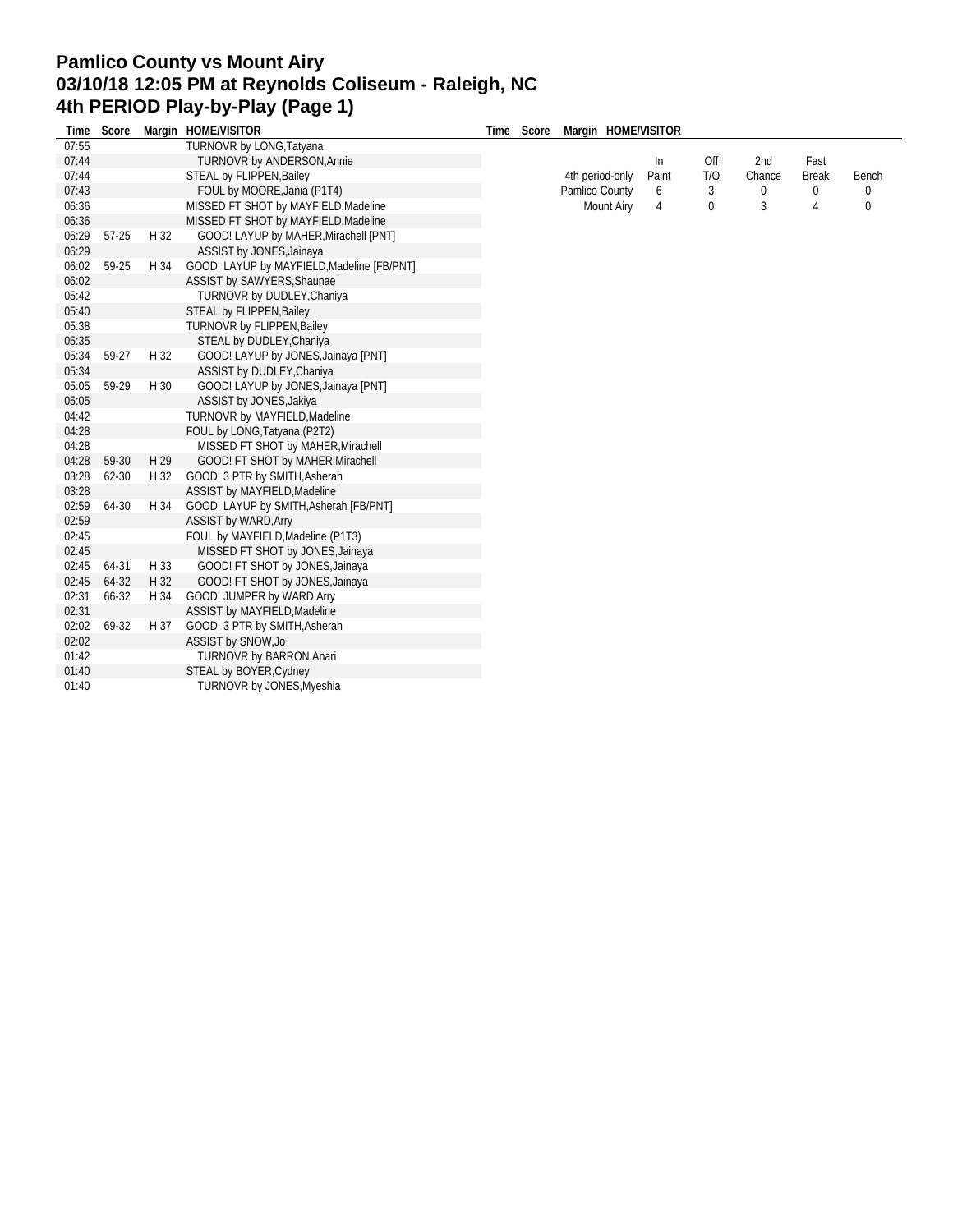# Pamlico County vs Mount Airy
# 03/10/18 12:05 PM at Reynolds Coliseum - Raleigh, NC
# 4th PERIOD Play-by-Play (Page 1)

| Time | Score | Margin | HOME/VISITOR |
|---|---|---|---|
| 07:55 | | | TURNOVR by LONG,Tatyana |
| 07:44 | | | TURNOVR by ANDERSON,Annie |
| 07:44 | | | STEAL by FLIPPEN,Bailey |
| 07:43 | | | FOUL by MOORE,Jania (P1T4) |
| 06:36 | | | MISSED FT SHOT by MAYFIELD,Madeline |
| 06:36 | | | MISSED FT SHOT by MAYFIELD,Madeline |
| 06:29 | 57-25 | H 32 | GOOD! LAYUP by MAHER,Mirachell [PNT] |
| 06:29 | | | ASSIST by JONES,Jainaya |
| 06:02 | 59-25 | H 34 | GOOD! LAYUP by MAYFIELD,Madeline [FB/PNT] |
| 06:02 | | | ASSIST by SAWYERS,Shaunae |
| 05:42 | | | TURNOVR by DUDLEY,Chaniya |
| 05:40 | | | STEAL by FLIPPEN,Bailey |
| 05:38 | | | TURNOVR by FLIPPEN,Bailey |
| 05:35 | | | STEAL by DUDLEY,Chaniya |
| 05:34 | 59-27 | H 32 | GOOD! LAYUP by JONES,Jainaya [PNT] |
| 05:34 | | | ASSIST by DUDLEY,Chaniya |
| 05:05 | 59-29 | H 30 | GOOD! LAYUP by JONES,Jainaya [PNT] |
| 05:05 | | | ASSIST by JONES,Jakiya |
| 04:42 | | | TURNOVR by MAYFIELD,Madeline |
| 04:28 | | | FOUL by LONG,Tatyana (P2T2) |
| 04:28 | | | MISSED FT SHOT by MAHER,Mirachell |
| 04:28 | 59-30 | H 29 | GOOD! FT SHOT by MAHER,Mirachell |
| 03:28 | 62-30 | H 32 | GOOD! 3 PTR by SMITH,Asherah |
| 03:28 | | | ASSIST by MAYFIELD,Madeline |
| 02:59 | 64-30 | H 34 | GOOD! LAYUP by SMITH,Asherah [FB/PNT] |
| 02:59 | | | ASSIST by WARD,Arry |
| 02:45 | | | FOUL by MAYFIELD,Madeline (P1T3) |
| 02:45 | | | MISSED FT SHOT by JONES,Jainaya |
| 02:45 | 64-31 | H 33 | GOOD! FT SHOT by JONES,Jainaya |
| 02:45 | 64-32 | H 32 | GOOD! FT SHOT by JONES,Jainaya |
| 02:31 | 66-32 | H 34 | GOOD! JUMPER by WARD,Arry |
| 02:31 | | | ASSIST by MAYFIELD,Madeline |
| 02:02 | 69-32 | H 37 | GOOD! 3 PTR by SMITH,Asherah |
| 02:02 | | | ASSIST by SNOW,Jo |
| 01:42 | | | TURNOVR by BARRON,Anari |
| 01:40 | | | STEAL by BOYER,Cydney |
| 01:40 | | | TURNOVR by JONES,Myeshia |

| 4th period-only | In Paint | Off T/O | 2nd Chance | Fast Break | Bench |
|---|---|---|---|---|---|
| Pamlico County | 6 | 3 | 0 | 0 | 0 |
| Mount Airy | 4 | 0 | 3 | 4 | 0 |